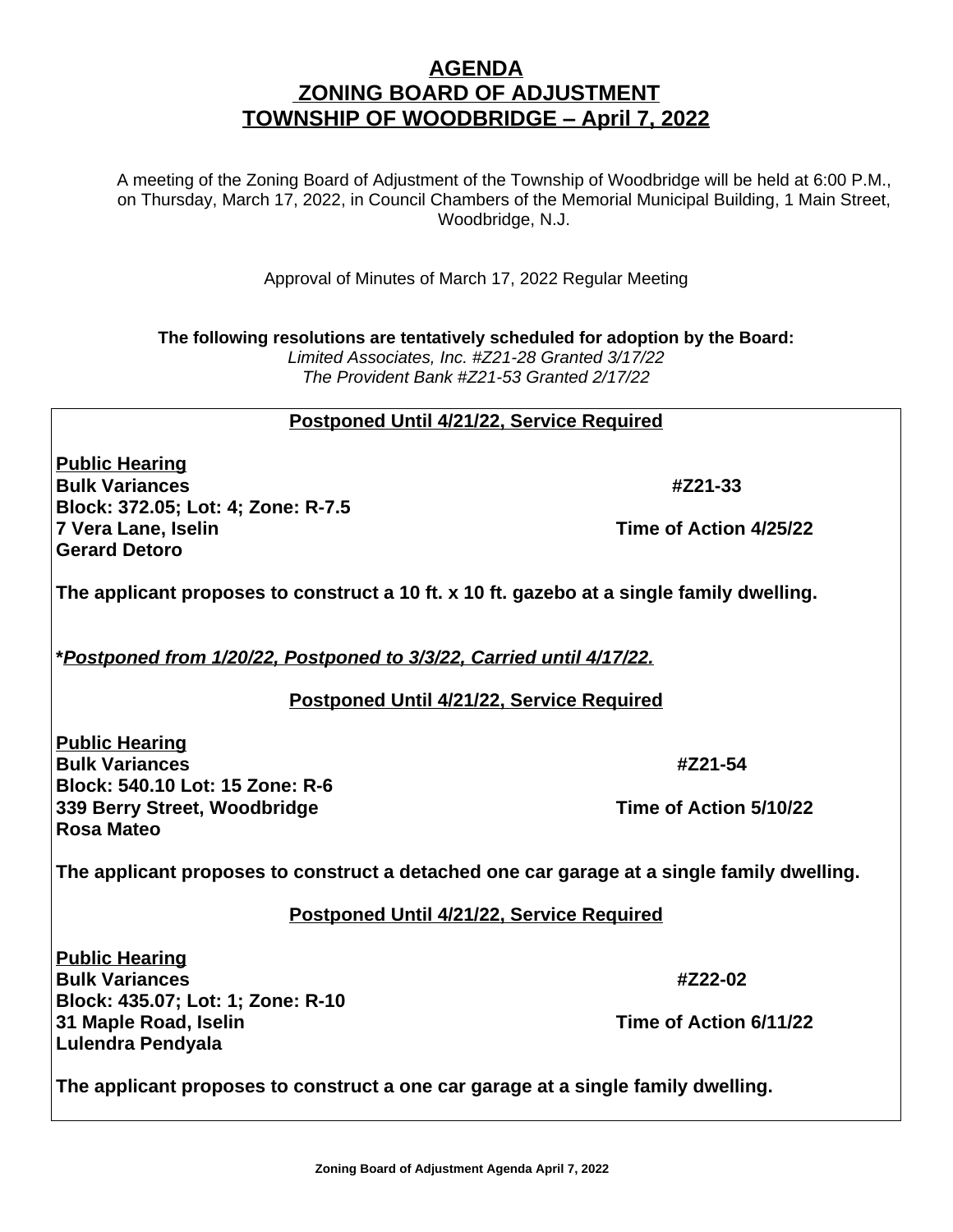# AGENDA
# ZONING BOARD OF ADJUSTMENT
# TOWNSHIP OF WOODBRIDGE – April 7, 2022

A meeting of the Zoning Board of Adjustment of the Township of Woodbridge will be held at 6:00 P.M., on Thursday, March 17, 2022, in Council Chambers of the Memorial Municipal Building, 1 Main Street, Woodbridge, N.J.

Approval of Minutes of March 17, 2022 Regular Meeting

**The following resolutions are tentatively scheduled for adoption by the Board:**

*Limited Associates, Inc. #Z21-28 Granted 3/17/22*
*The Provident Bank #Z21-53 Granted 2/17/22*

**Postponed Until 4/21/22, Service Required**

**Public Hearing**
**Bulk Variances** — **#Z21-33**
**Block: 372.05; Lot: 4; Zone: R-7.5**
**7 Vera Lane, Iselin** — **Time of Action 4/25/22**
**Gerard Detoro**

**The applicant proposes to construct a 10 ft. x 10 ft. gazebo at a single family dwelling.**

**\****Postponed from 1/20/22, Postponed to 3/3/22, Carried until 4/17/22.*

**Postponed Until 4/21/22, Service Required**

**Public Hearing**
**Bulk Variances** — **#Z21-54**
**Block: 540.10 Lot: 15 Zone: R-6**
**339 Berry Street, Woodbridge** — **Time of Action 5/10/22**
**Rosa Mateo**

**The applicant proposes to construct a detached one car garage at a single family dwelling.**

**Postponed Until 4/21/22, Service Required**

**Public Hearing**
**Bulk Variances** — **#Z22-02**
**Block: 435.07; Lot: 1; Zone: R-10**
**31 Maple Road, Iselin** — **Time of Action 6/11/22**
**Lulendra Pendyala**

**The applicant proposes to construct a one car garage at a single family dwelling.**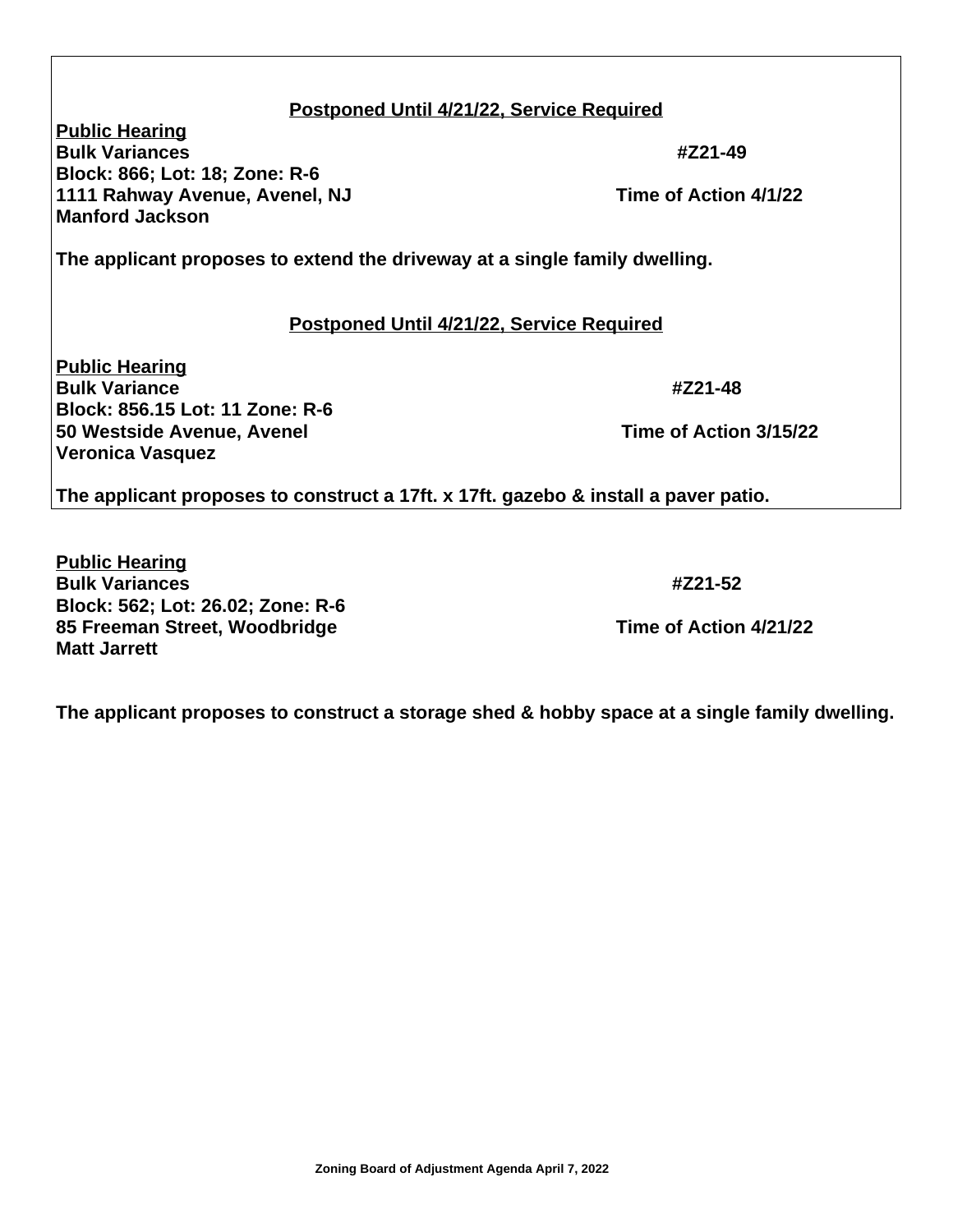**Postponed Until 4/21/22, Service Required**

**Public Hearing**

**Bulk Variances** **#Z21-49**

**Block: 866; Lot: 18; Zone: R-6**

**1111 Rahway Avenue, Avenel, NJ** **Time of Action 4/1/22**

**Manford Jackson**

**The applicant proposes to extend the driveway at a single family dwelling.**

**Postponed Until 4/21/22, Service Required**

**Public Hearing**

**Bulk Variance** **#Z21-48**

**Block: 856.15 Lot: 11 Zone: R-6**

**50 Westside Avenue, Avenel** **Time of Action 3/15/22**

**Veronica Vasquez**

**The applicant proposes to construct a 17ft. x 17ft. gazebo & install a paver patio.**

**Public Hearing**

**Bulk Variances** **#Z21-52**

**Block: 562; Lot: 26.02; Zone: R-6**

**85 Freeman Street, Woodbridge** **Time of Action 4/21/22**

**Matt Jarrett**

**The applicant proposes to construct a storage shed & hobby space at a single family dwelling.**